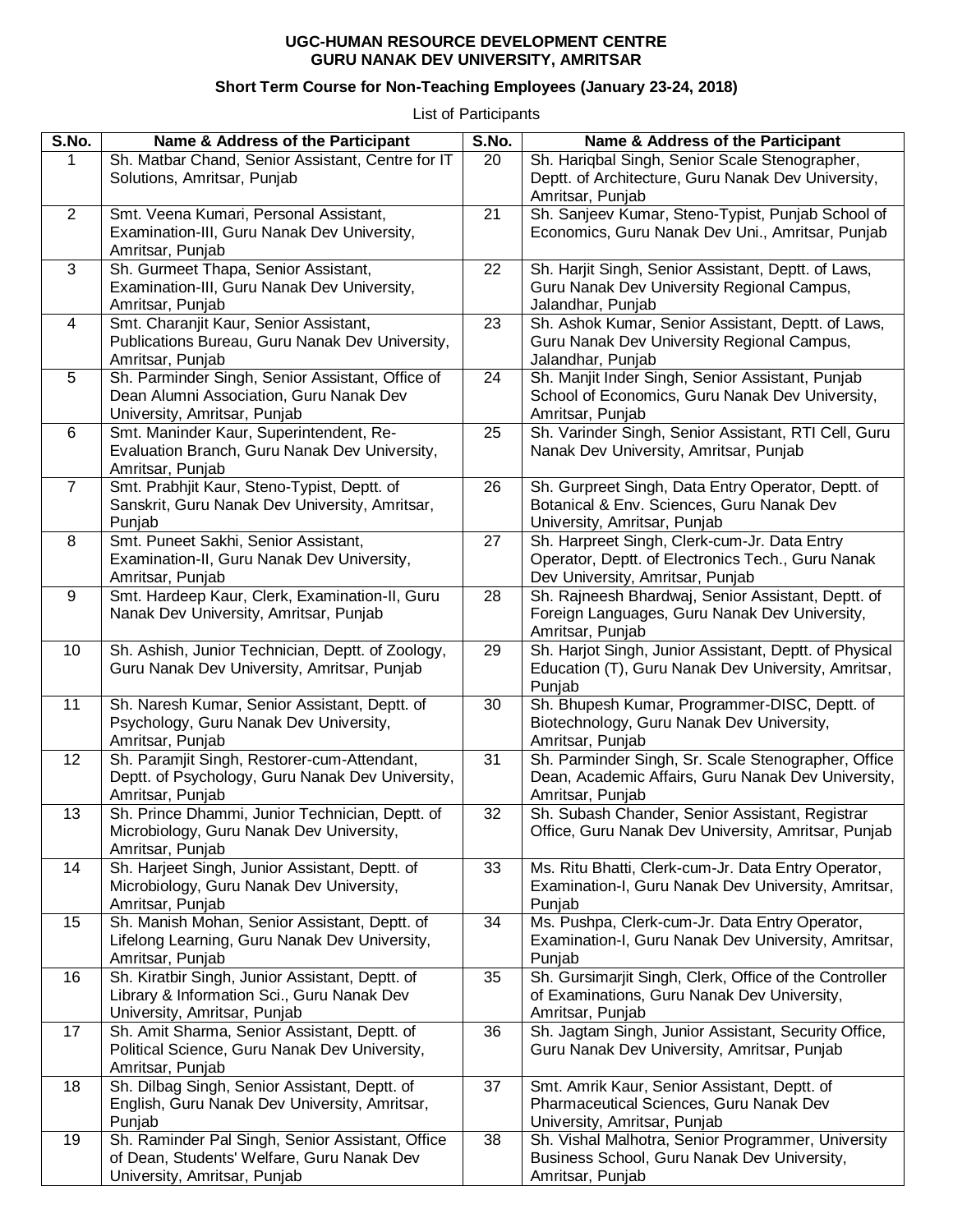**UGC-HUMAN RESOURCE DEVELOPMENT CENTRE**
**GURU NANAK DEV UNIVERSITY, AMRITSAR**

**Short Term Course for Non-Teaching Employees (January 23-24, 2018)**

List of Participants

| S.No. | Name & Address of the Participant | S.No. | Name & Address of the Participant |
|---|---|---|---|
| 1 | Sh. Matbar Chand, Senior Assistant, Centre for IT Solutions, Amritsar, Punjab | 20 | Sh. Hariqbal Singh, Senior Scale Stenographer, Deptt. of Architecture, Guru Nanak Dev University, Amritsar, Punjab |
| 2 | Smt. Veena Kumari, Personal Assistant, Examination-III, Guru Nanak Dev University, Amritsar, Punjab | 21 | Sh. Sanjeev Kumar, Steno-Typist, Punjab School of Economics, Guru Nanak Dev Uni., Amritsar, Punjab |
| 3 | Sh. Gurmeet Thapa, Senior Assistant, Examination-III, Guru Nanak Dev University, Amritsar, Punjab | 22 | Sh. Harjit Singh, Senior Assistant, Deptt. of Laws, Guru Nanak Dev University Regional Campus, Jalandhar, Punjab |
| 4 | Smt. Charanjit Kaur, Senior Assistant, Publications Bureau, Guru Nanak Dev University, Amritsar, Punjab | 23 | Sh. Ashok Kumar, Senior Assistant, Deptt. of Laws, Guru Nanak Dev University Regional Campus, Jalandhar, Punjab |
| 5 | Sh. Parminder Singh, Senior Assistant, Office of Dean Alumni Association, Guru Nanak Dev University, Amritsar, Punjab | 24 | Sh. Manjit Inder Singh, Senior Assistant, Punjab School of Economics, Guru Nanak Dev University, Amritsar, Punjab |
| 6 | Smt. Maninder Kaur, Superintendent, Re-Evaluation Branch, Guru Nanak Dev University, Amritsar, Punjab | 25 | Sh. Varinder Singh, Senior Assistant, RTI Cell, Guru Nanak Dev University, Amritsar, Punjab |
| 7 | Smt. Prabhjit Kaur, Steno-Typist, Deptt. of Sanskrit, Guru Nanak Dev University, Amritsar, Punjab | 26 | Sh. Gurpreet Singh, Data Entry Operator, Deptt. of Botanical & Env. Sciences, Guru Nanak Dev University, Amritsar, Punjab |
| 8 | Smt. Puneet Sakhi, Senior Assistant, Examination-II, Guru Nanak Dev University, Amritsar, Punjab | 27 | Sh. Harpreet Singh, Clerk-cum-Jr. Data Entry Operator, Deptt. of Electronics Tech., Guru Nanak Dev University, Amritsar, Punjab |
| 9 | Smt. Hardeep Kaur, Clerk, Examination-II, Guru Nanak Dev University, Amritsar, Punjab | 28 | Sh. Rajneesh Bhardwaj, Senior Assistant, Deptt. of Foreign Languages, Guru Nanak Dev University, Amritsar, Punjab |
| 10 | Sh. Ashish, Junior Technician, Deptt. of Zoology, Guru Nanak Dev University, Amritsar, Punjab | 29 | Sh. Harjot Singh, Junior Assistant, Deptt. of Physical Education (T), Guru Nanak Dev University, Amritsar, Punjab |
| 11 | Sh. Naresh Kumar, Senior Assistant, Deptt. of Psychology, Guru Nanak Dev University, Amritsar, Punjab | 30 | Sh. Bhupesh Kumar, Programmer-DISC, Deptt. of Biotechnology, Guru Nanak Dev University, Amritsar, Punjab |
| 12 | Sh. Paramjit Singh, Restorer-cum-Attendant, Deptt. of Psychology, Guru Nanak Dev University, Amritsar, Punjab | 31 | Sh. Parminder Singh, Sr. Scale Stenographer, Office Dean, Academic Affairs, Guru Nanak Dev University, Amritsar, Punjab |
| 13 | Sh. Prince Dhammi, Junior Technician, Deptt. of Microbiology, Guru Nanak Dev University, Amritsar, Punjab | 32 | Sh. Subash Chander, Senior Assistant, Registrar Office, Guru Nanak Dev University, Amritsar, Punjab |
| 14 | Sh. Harjeet Singh, Junior Assistant, Deptt. of Microbiology, Guru Nanak Dev University, Amritsar, Punjab | 33 | Ms. Ritu Bhatti, Clerk-cum-Jr. Data Entry Operator, Examination-I, Guru Nanak Dev University, Amritsar, Punjab |
| 15 | Sh. Manish Mohan, Senior Assistant, Deptt. of Lifelong Learning, Guru Nanak Dev University, Amritsar, Punjab | 34 | Ms. Pushpa, Clerk-cum-Jr. Data Entry Operator, Examination-I, Guru Nanak Dev University, Amritsar, Punjab |
| 16 | Sh. Kiratbir Singh, Junior Assistant, Deptt. of Library & Information Sci., Guru Nanak Dev University, Amritsar, Punjab | 35 | Sh. Gursimarjit Singh, Clerk, Office of the Controller of Examinations, Guru Nanak Dev University, Amritsar, Punjab |
| 17 | Sh. Amit Sharma, Senior Assistant, Deptt. of Political Science, Guru Nanak Dev University, Amritsar, Punjab | 36 | Sh. Jagtam Singh, Junior Assistant, Security Office, Guru Nanak Dev University, Amritsar, Punjab |
| 18 | Sh. Dilbag Singh, Senior Assistant, Deptt. of English, Guru Nanak Dev University, Amritsar, Punjab | 37 | Smt. Amrik Kaur, Senior Assistant, Deptt. of Pharmaceutical Sciences, Guru Nanak Dev University, Amritsar, Punjab |
| 19 | Sh. Raminder Pal Singh, Senior Assistant, Office of Dean, Students' Welfare, Guru Nanak Dev University, Amritsar, Punjab | 38 | Sh. Vishal Malhotra, Senior Programmer, University Business School, Guru Nanak Dev University, Amritsar, Punjab |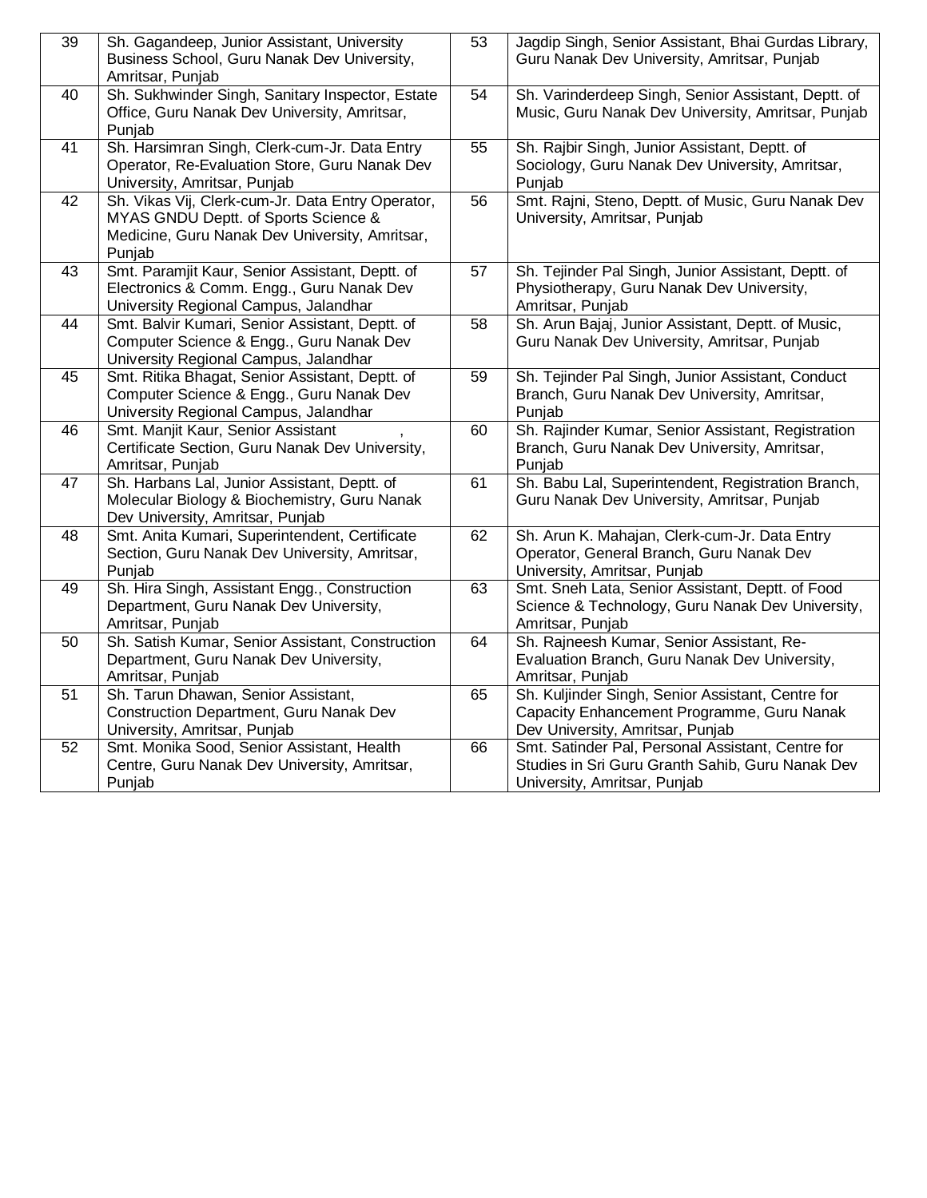| | | | |
|---|---|---|---|
| 39 | Sh. Gagandeep, Junior Assistant, University Business School, Guru Nanak Dev University, Amritsar, Punjab | 53 | Jagdip Singh, Senior Assistant, Bhai Gurdas Library, Guru Nanak Dev University, Amritsar, Punjab |
| 40 | Sh. Sukhwinder Singh, Sanitary Inspector, Estate Office, Guru Nanak Dev University, Amritsar, Punjab | 54 | Sh. Varinderdeep Singh, Senior Assistant, Deptt. of Music, Guru Nanak Dev University, Amritsar, Punjab |
| 41 | Sh. Harsimran Singh, Clerk-cum-Jr. Data Entry Operator, Re-Evaluation Store, Guru Nanak Dev University, Amritsar, Punjab | 55 | Sh. Rajbir Singh, Junior Assistant, Deptt. of Sociology, Guru Nanak Dev University, Amritsar, Punjab |
| 42 | Sh. Vikas Vij, Clerk-cum-Jr. Data Entry Operator, MYAS GNDU Deptt. of Sports Science & Medicine, Guru Nanak Dev University, Amritsar, Punjab | 56 | Smt. Rajni, Steno, Deptt. of Music, Guru Nanak Dev University, Amritsar, Punjab |
| 43 | Smt. Paramjit Kaur, Senior Assistant, Deptt. of Electronics & Comm. Engg., Guru Nanak Dev University Regional Campus, Jalandhar | 57 | Sh. Tejinder Pal Singh, Junior Assistant, Deptt. of Physiotherapy, Guru Nanak Dev University, Amritsar, Punjab |
| 44 | Smt. Balvir Kumari, Senior Assistant, Deptt. of Computer Science & Engg., Guru Nanak Dev University Regional Campus, Jalandhar | 58 | Sh. Arun Bajaj, Junior Assistant, Deptt. of Music, Guru Nanak Dev University, Amritsar, Punjab |
| 45 | Smt. Ritika Bhagat, Senior Assistant, Deptt. of Computer Science & Engg., Guru Nanak Dev University Regional Campus, Jalandhar | 59 | Sh. Tejinder Pal Singh, Junior Assistant, Conduct Branch, Guru Nanak Dev University, Amritsar, Punjab |
| 46 | Smt. Manjit Kaur, Senior Assistant , Certificate Section, Guru Nanak Dev University, Amritsar, Punjab | 60 | Sh. Rajinder Kumar, Senior Assistant, Registration Branch, Guru Nanak Dev University, Amritsar, Punjab |
| 47 | Sh. Harbans Lal, Junior Assistant, Deptt. of Molecular Biology & Biochemistry, Guru Nanak Dev University, Amritsar, Punjab | 61 | Sh. Babu Lal, Superintendent, Registration Branch, Guru Nanak Dev University, Amritsar, Punjab |
| 48 | Smt. Anita Kumari, Superintendent, Certificate Section, Guru Nanak Dev University, Amritsar, Punjab | 62 | Sh. Arun K. Mahajan, Clerk-cum-Jr. Data Entry Operator, General Branch, Guru Nanak Dev University, Amritsar, Punjab |
| 49 | Sh. Hira Singh, Assistant Engg., Construction Department, Guru Nanak Dev University, Amritsar, Punjab | 63 | Smt. Sneh Lata, Senior Assistant, Deptt. of Food Science & Technology, Guru Nanak Dev University, Amritsar, Punjab |
| 50 | Sh. Satish Kumar, Senior Assistant, Construction Department, Guru Nanak Dev University, Amritsar, Punjab | 64 | Sh. Rajneesh Kumar, Senior Assistant, Re-Evaluation Branch, Guru Nanak Dev University, Amritsar, Punjab |
| 51 | Sh. Tarun Dhawan, Senior Assistant, Construction Department, Guru Nanak Dev University, Amritsar, Punjab | 65 | Sh. Kuljinder Singh, Senior Assistant, Centre for Capacity Enhancement Programme, Guru Nanak Dev University, Amritsar, Punjab |
| 52 | Smt. Monika Sood, Senior Assistant, Health Centre, Guru Nanak Dev University, Amritsar, Punjab | 66 | Smt. Satinder Pal, Personal Assistant, Centre for Studies in Sri Guru Granth Sahib, Guru Nanak Dev University, Amritsar, Punjab |